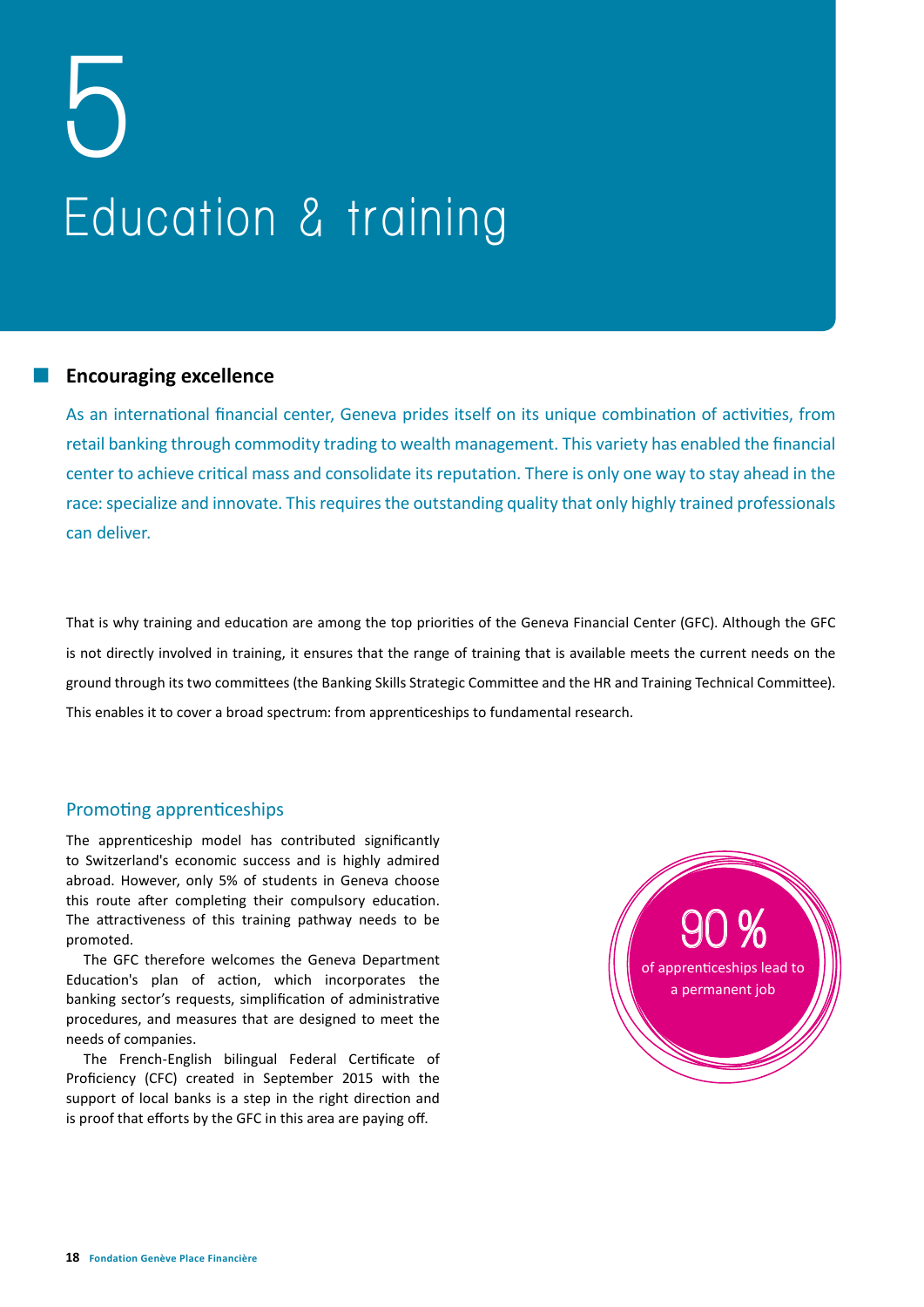# 5

# Education & training

## Encouraging excellence

As an international financial center, Geneva prides itself on its unique combination of activities, from retail banking through commodity trading to wealth management. This variety has enabled the financial center to achieve critical mass and consolidate its reputation. There is only one way to stay ahead in the race: specialize and innovate. This requires the outstanding quality that only highly trained professionals can deliver.

That is why training and education are among the top priorities of the Geneva Financial Center (GFC). Although the GFC is not directly involved in training, it ensures that the range of training that is available meets the current needs on the ground through its two committees (the Banking Skills Strategic Committee and the HR and Training Technical Committee). This enables it to cover a broad spectrum: from apprenticeships to fundamental research.

### Promoting apprenticeships

The apprenticeship model has contributed significantly to Switzerland's economic success and is highly admired abroad. However, only 5% of students in Geneva choose this route after completing their compulsory education. The attractiveness of this training pathway needs to be promoted.

The GFC therefore welcomes the Geneva Department Education's plan of action, which incorporates the banking sector's requests, simplification of administrative procedures, and measures that are designed to meet the needs of companies.

The French-English bilingual Federal Certificate of Proficiency (CFC) created in September 2015 with the support of local banks is a step in the right direction and is proof that efforts by the GFC in this area are paying off.

**90 %**
of apprenticeships lead to a permanent job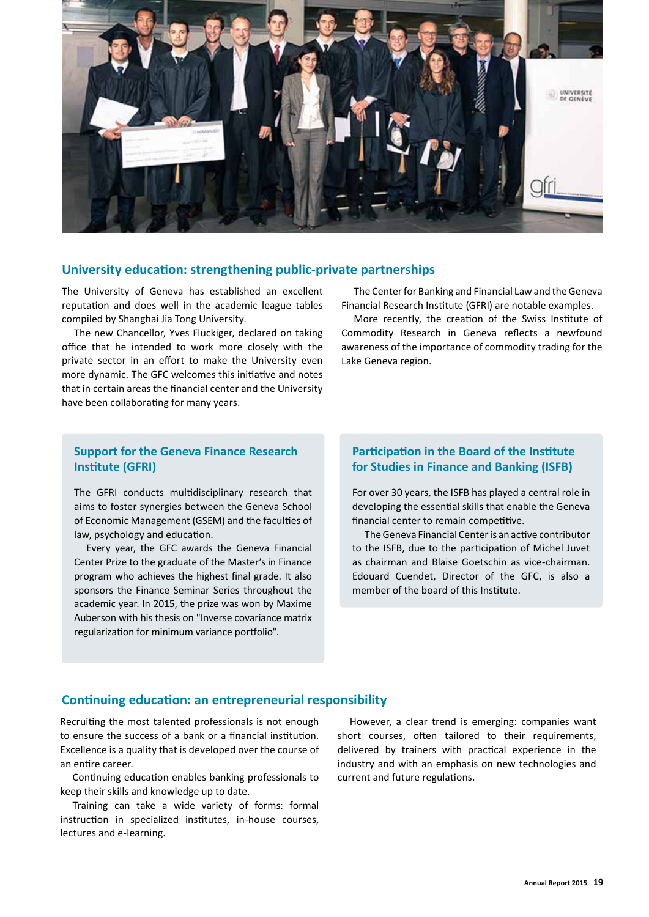## University education: strengthening public-private partnerships

The University of Geneva has established an excellent reputation and does well in the academic league tables compiled by Shanghai Jia Tong University.

The new Chancellor, Yves Flückiger, declared on taking office that he intended to work more closely with the private sector in an effort to make the University even more dynamic. The GFC welcomes this initiative and notes that in certain areas the financial center and the University have been collaborating for many years.

The Center for Banking and Financial Law and the Geneva Financial Research Institute (GFRI) are notable examples.

More recently, the creation of the Swiss Institute of Commodity Research in Geneva reflects a newfound awareness of the importance of commodity trading for the Lake Geneva region.

### Support for the Geneva Finance Research Institute (GFRI)

The GFRI conducts multidisciplinary research that aims to foster synergies between the Geneva School of Economic Management (GSEM) and the faculties of law, psychology and education.

Every year, the GFC awards the Geneva Financial Center Prize to the graduate of the Master's in Finance program who achieves the highest final grade. It also sponsors the Finance Seminar Series throughout the academic year. In 2015, the prize was won by Maxime Auberson with his thesis on "Inverse covariance matrix regularization for minimum variance portfolio".

### Participation in the Board of the Institute for Studies in Finance and Banking (ISFB)

For over 30 years, the ISFB has played a central role in developing the essential skills that enable the Geneva financial center to remain competitive.

The Geneva Financial Center is an active contributor to the ISFB, due to the participation of Michel Juvet as chairman and Blaise Goetschin as vice-chairman. Edouard Cuendet, Director of the GFC, is also a member of the board of this Institute.

## Continuing education: an entrepreneurial responsibility

Recruiting the most talented professionals is not enough to ensure the success of a bank or a financial institution. Excellence is a quality that is developed over the course of an entire career.

Continuing education enables banking professionals to keep their skills and knowledge up to date.

Training can take a wide variety of forms: formal instruction in specialized institutes, in-house courses, lectures and e-learning.

However, a clear trend is emerging: companies want short courses, often tailored to their requirements, delivered by trainers with practical experience in the industry and with an emphasis on new technologies and current and future regulations.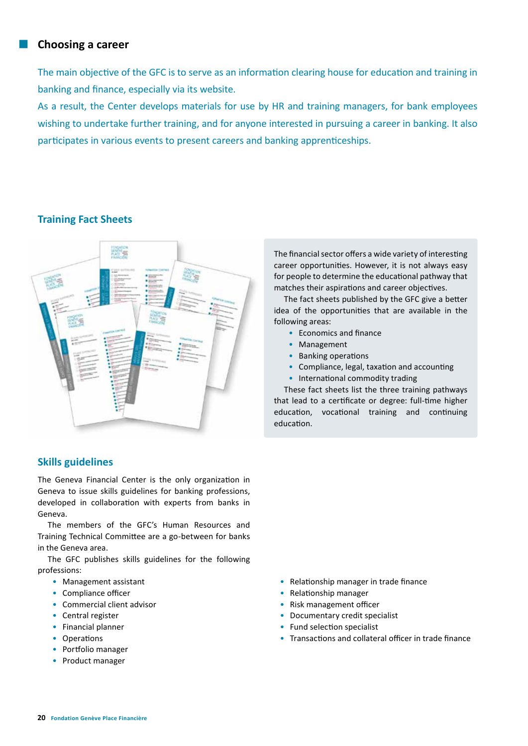## Choosing a career

The main objective of the GFC is to serve as an information clearing house for education and training in banking and finance, especially via its website.

As a result, the Center develops materials for use by HR and training managers, for bank employees wishing to undertake further training, and for anyone interested in pursuing a career in banking. It also participates in various events to present careers and banking apprenticeships.

### Training Fact Sheets

The financial sector offers a wide variety of interesting career opportunities. However, it is not always easy for people to determine the educational pathway that matches their aspirations and career objectives.

The fact sheets published by the GFC give a better idea of the opportunities that are available in the following areas:

- Economics and finance
- Management
- Banking operations
- Compliance, legal, taxation and accounting
- International commodity trading

These fact sheets list the three training pathways that lead to a certificate or degree: full-time higher education, vocational training and continuing education.

### Skills guidelines

The Geneva Financial Center is the only organization in Geneva to issue skills guidelines for banking professions, developed in collaboration with experts from banks in Geneva.

The members of the GFC's Human Resources and Training Technical Committee are a go-between for banks in the Geneva area.

The GFC publishes skills guidelines for the following professions:

- Management assistant
- Compliance officer
- Commercial client advisor
- Central register
- Financial planner
- Operations
- Portfolio manager
- Product manager
- Relationship manager in trade finance
- Relationship manager
- Risk management officer
- Documentary credit specialist
- Fund selection specialist
- Transactions and collateral officer in trade finance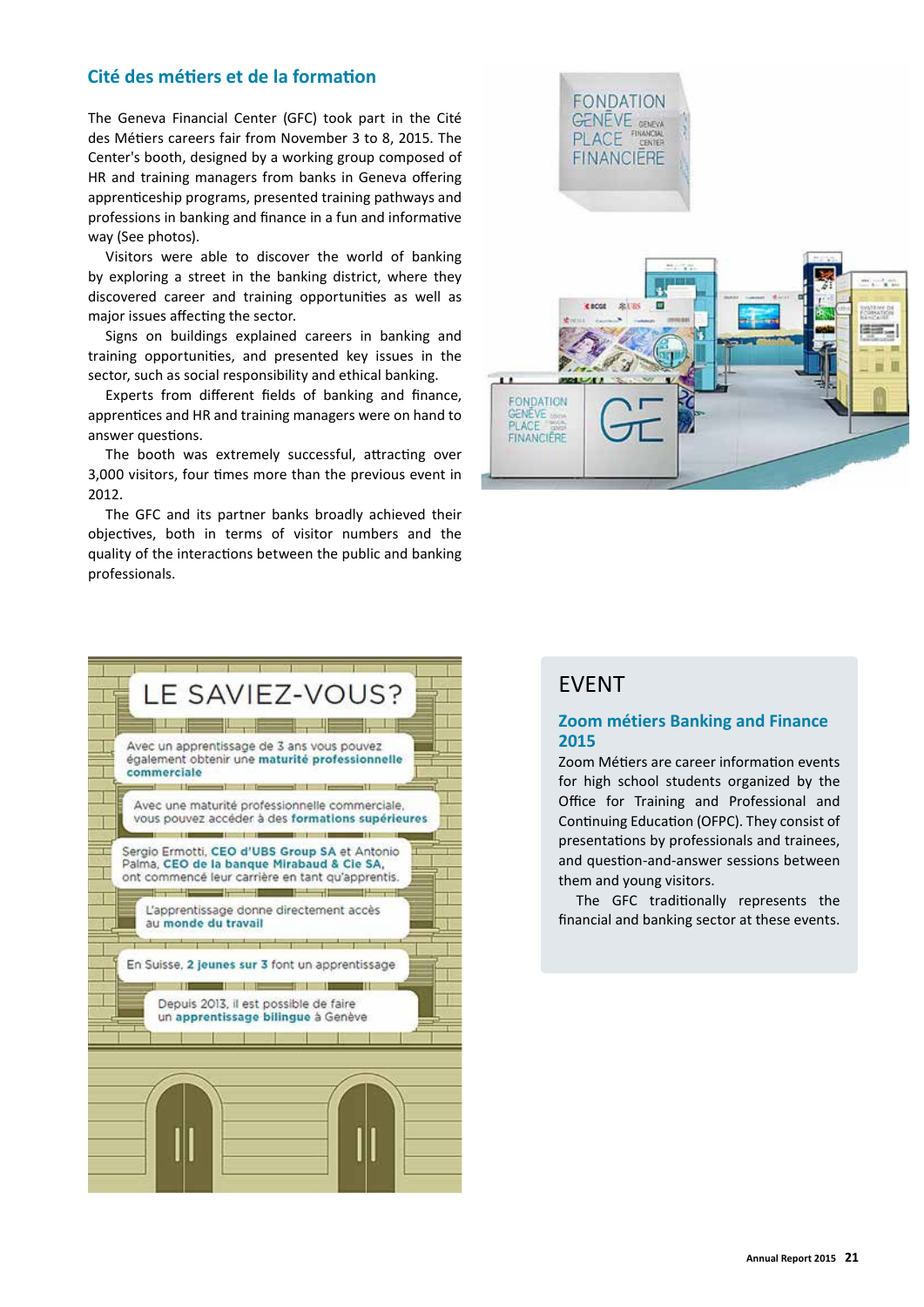## Cité des métiers et de la formation

The Geneva Financial Center (GFC) took part in the Cité des Métiers careers fair from November 3 to 8, 2015. The Center's booth, designed by a working group composed of HR and training managers from banks in Geneva offering apprenticeship programs, presented training pathways and professions in banking and finance in a fun and informative way (See photos).

Visitors were able to discover the world of banking by exploring a street in the banking district, where they discovered career and training opportunities as well as major issues affecting the sector.

Signs on buildings explained careers in banking and training opportunities, and presented key issues in the sector, such as social responsibility and ethical banking.

Experts from different fields of banking and finance, apprentices and HR and training managers were on hand to answer questions.

The booth was extremely successful, attracting over 3,000 visitors, four times more than the previous event in 2012.

The GFC and its partner banks broadly achieved their objectives, both in terms of visitor numbers and the quality of the interactions between the public and banking professionals.

LE SAVIEZ-VOUS?

Avec un apprentissage de 3 ans vous pouvez également obtenir une **maturité professionnelle commerciale**

Avec une maturité professionnelle commerciale, vous pouvez accéder à des **formations supérieures**

Sergio Ermotti, **CEO d'UBS Group SA** et Antonio Palma, **CEO de la banque Mirabaud & Cie SA**, ont commencé leur carrière en tant qu'apprentis.

L'apprentissage donne directement accès au **monde du travail**

En Suisse, **2 jeunes sur 3** font un apprentissage

Depuis 2013, il est possible de faire un **apprentissage bilingue** à Genève

## EVENT

### Zoom métiers Banking and Finance 2015

Zoom Métiers are career information events for high school students organized by the Office for Training and Professional and Continuing Education (OFPC). They consist of presentations by professionals and trainees, and question-and-answer sessions between them and young visitors.

The GFC traditionally represents the financial and banking sector at these events.